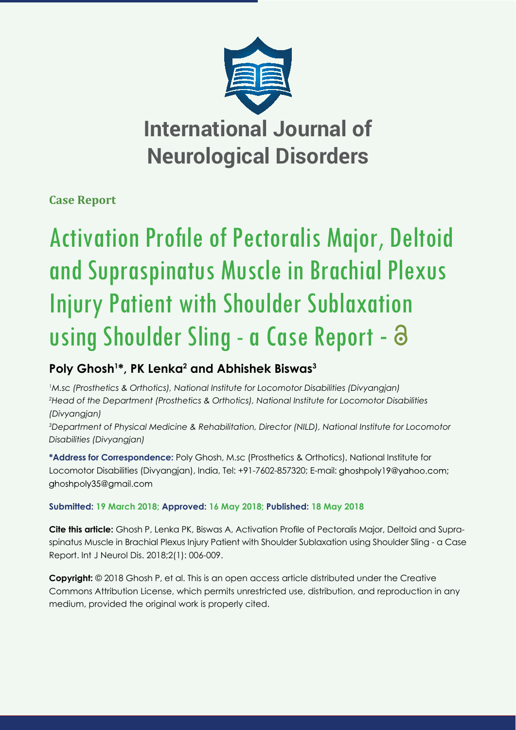# International Journal of Neurological Disorders

**Case Report**

# Activation Profile of Pectoralis Major, Deltoid and Supraspinatus Muscle in Brachial Plexus Injury Patient with Shoulder Sublaxation using Shoulder Sling - a Case Report

**Poly Ghosh[1]*, PK Lenka[2] and Abhishek Biswas[3]**

*[1]M.sc (Prosthetics & Orthotics), National Institute for Locomotor Disabilities (Divyangjan)*
*[2]Head of the Department (Prosthetics & Orthotics), National Institute for Locomotor Disabilities (Divyangjan)*
*[3]Department of Physical Medicine & Rehabilitation, Director (NILD), National Institute for Locomotor Disabilities (Divyangjan)*

**\*Address for Correspondence:** Poly Ghosh, M.sc (Prosthetics & Orthotics), National Institute for Locomotor Disabilities (Divyangjan), India, Tel: +91-7602-857320; E-mail: ghoshpoly19@yahoo.com; ghoshpoly35@gmail.com

**Submitted: 19 March 2018; Approved: 16 May 2018; Published: 18 May 2018**

**Cite this article:** Ghosh P, Lenka PK, Biswas A, Activation Profile of Pectoralis Major, Deltoid and Supra-spinatus Muscle in Brachial Plexus Injury Patient with Shoulder Sublaxation using Shoulder Sling - a Case Report. Int J Neurol Dis. 2018;2(1): 006-009.

**Copyright:** © 2018 Ghosh P, et al. This is an open access article distributed under the Creative Commons Attribution License, which permits unrestricted use, distribution, and reproduction in any medium, provided the original work is properly cited.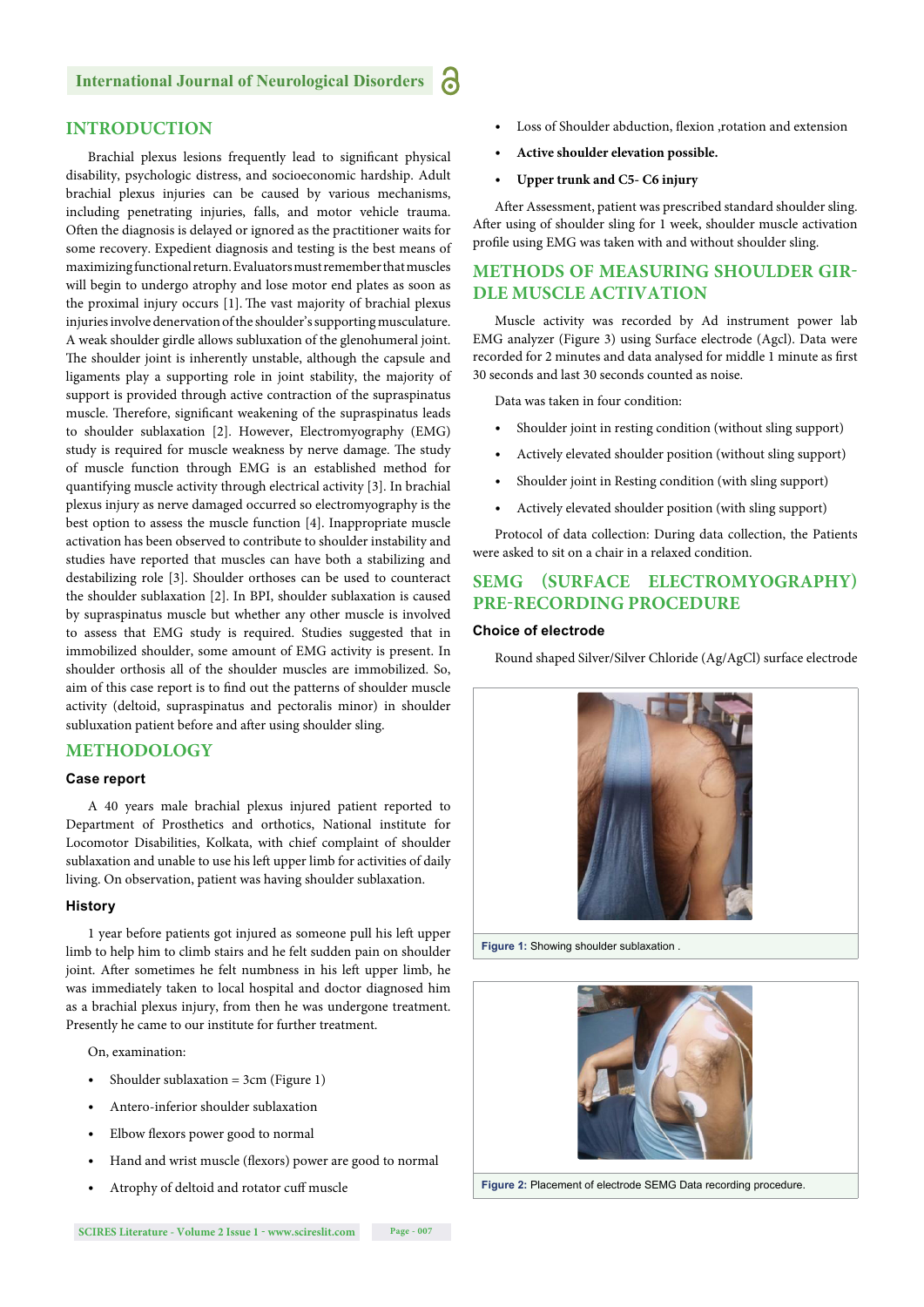## INTRODUCTION

Brachial plexus lesions frequently lead to significant physical disability, psychologic distress, and socioeconomic hardship. Adult brachial plexus injuries can be caused by various mechanisms, including penetrating injuries, falls, and motor vehicle trauma. Often the diagnosis is delayed or ignored as the practitioner waits for some recovery. Expedient diagnosis and testing is the best means of maximizing functional return. Evaluators must remember that muscles will begin to undergo atrophy and lose motor end plates as soon as the proximal injury occurs [1]. The vast majority of brachial plexus injuries involve denervation of the shoulder's supporting musculature. A weak shoulder girdle allows subluxation of the glenohumeral joint. The shoulder joint is inherently unstable, although the capsule and ligaments play a supporting role in joint stability, the majority of support is provided through active contraction of the supraspinatus muscle. Therefore, significant weakening of the supraspinatus leads to shoulder sublaxation [2]. However, Electromyography (EMG) study is required for muscle weakness by nerve damage. The study of muscle function through EMG is an established method for quantifying muscle activity through electrical activity [3]. In brachial plexus injury as nerve damaged occurred so electromyography is the best option to assess the muscle function [4]. Inappropriate muscle activation has been observed to contribute to shoulder instability and studies have reported that muscles can have both a stabilizing and destabilizing role [3]. Shoulder orthoses can be used to counteract the shoulder sublaxation [2]. In BPI, shoulder sublaxation is caused by supraspinatus muscle but whether any other muscle is involved to assess that EMG study is required. Studies suggested that in immobilized shoulder, some amount of EMG activity is present. In shoulder orthosis all of the shoulder muscles are immobilized. So, aim of this case report is to find out the patterns of shoulder muscle activity (deltoid, supraspinatus and pectoralis minor) in shoulder subluxation patient before and after using shoulder sling.

## METHODOLOGY

### Case report

A 40 years male brachial plexus injured patient reported to Department of Prosthetics and orthotics, National institute for Locomotor Disabilities, Kolkata, with chief complaint of shoulder subluxation and unable to use his left upper limb for activities of daily living. On observation, patient was having shoulder sublaxation.

### History

1 year before patients got injured as someone pull his left upper limb to help him to climb stairs and he felt sudden pain on shoulder joint. After sometimes he felt numbness in his left upper limb, he was immediately taken to local hospital and doctor diagnosed him as a brachial plexus injury, from then he was undergone treatment. Presently he came to our institute for further treatment.

On, examination:

- Shoulder sublaxation = 3cm (Figure 1)
- Antero-inferior shoulder sublaxation
- Elbow flexors power good to normal
- Hand and wrist muscle (flexors) power are good to normal
- Atrophy of deltoid and rotator cuff muscle
- Loss of Shoulder abduction, flexion ,rotation and extension
- **Active shoulder elevation possible.**
- **Upper trunk and C5- C6 injury**

After Assessment, patient was prescribed standard shoulder sling. After using of shoulder sling for 1 week, shoulder muscle activation profile using EMG was taken with and without shoulder sling.

## METHODS OF MEASURING SHOULDER GIRDLE MUSCLE ACTIVATION

Muscle activity was recorded by Ad instrument power lab EMG analyzer (Figure 3) using Surface electrode (Agcl). Data were recorded for 2 minutes and data analysed for middle 1 minute as first 30 seconds and last 30 seconds counted as noise.

Data was taken in four condition:

- Shoulder joint in resting condition (without sling support)
- Actively elevated shoulder position (without sling support)
- Shoulder joint in Resting condition (with sling support)
- Actively elevated shoulder position (with sling support)

Protocol of data collection: During data collection, the Patients were asked to sit on a chair in a relaxed condition.

## SEMG (SURFACE ELECTROMYOGRAPHY) PRE-RECORDING PROCEDURE

### Choice of electrode

Round shaped Silver/Silver Chloride (Ag/AgCl) surface electrode

**Figure 1:** Showing shoulder sublaxation .

**Figure 2:** Placement of electrode SEMG Data recording procedure.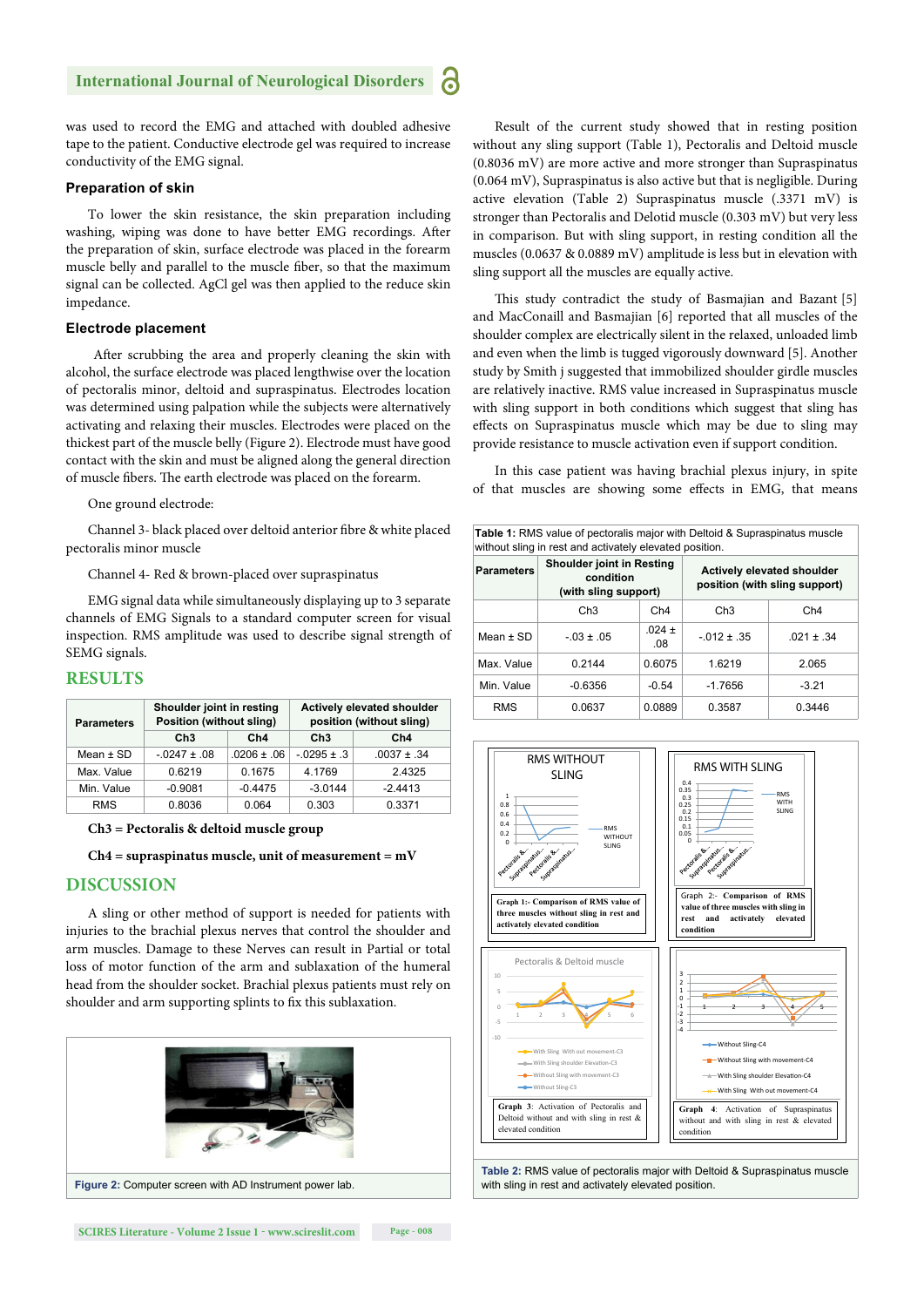was used to record the EMG and attached with doubled adhesive tape to the patient. Conductive electrode gel was required to increase conductivity of the EMG signal.

### Preparation of skin

To lower the skin resistance, the skin preparation including washing, wiping was done to have better EMG recordings. After the preparation of skin, surface electrode was placed in the forearm muscle belly and parallel to the muscle fiber, so that the maximum signal can be collected. AgCl gel was then applied to the reduce skin impedance.

### Electrode placement

After scrubbing the area and properly cleaning the skin with alcohol, the surface electrode was placed lengthwise over the location of pectoralis minor, deltoid and supraspinatus. Electrodes location was determined using palpation while the subjects were alternatively activating and relaxing their muscles. Electrodes were placed on the thickest part of the muscle belly (Figure 2). Electrode must have good contact with the skin and must be aligned along the general direction of muscle fibers. The earth electrode was placed on the forearm.

One ground electrode:

Channel 3- black placed over deltoid anterior fibre & white placed pectoralis minor muscle

Channel 4- Red & brown-placed over supraspinatus

EMG signal data while simultaneously displaying up to 3 separate channels of EMG Signals to a standard computer screen for visual inspection. RMS amplitude was used to describe signal strength of SEMG signals.

## RESULTS

| Parameters | Shoulder joint in resting Position (without sling) | | Actively elevated shoulder position (without sling) | |
|---|---|---|---|---|
| | Ch3 | Ch4 | Ch3 | Ch4 |
| Mean ± SD | -.0247 ± .08 | .0206 ± .06 | -.0295 ± .3 | .0037 ± .34 |
| Max. Value | 0.6219 | 0.1675 | 4.1769 | 2.4325 |
| Min. Value | -0.9081 | -0.4475 | -3.0144 | -2.4413 |
| RMS | 0.8036 | 0.064 | 0.303 | 0.3371 |

**Ch3 = Pectoralis & deltoid muscle group**

**Ch4 = supraspinatus muscle, unit of measurement = mV**

## DISCUSSION

A sling or other method of support is needed for patients with injuries to the brachial plexus nerves that control the shoulder and arm muscles. Damage to these Nerves can result in Partial or total loss of motor function of the arm and sublaxation of the humeral head from the shoulder socket. Brachial plexus patients must rely on shoulder and arm supporting splints to fix this sublaxation.

Figure 2: Computer screen with AD Instrument power lab.

Result of the current study showed that in resting position without any sling support (Table 1), Pectoralis and Deltoid muscle (0.8036 mV) are more active and more stronger than Supraspinatus (0.064 mV), Supraspinatus is also active but that is negligible. During active elevation (Table 2) Supraspinatus muscle (.3371 mV) is stronger than Pectoralis and Delotid muscle (0.303 mV) but very less in comparison. But with sling support, in resting condition all the muscles (0.0637 & 0.0889 mV) amplitude is less but in elevation with sling support all the muscles are equally active.

This study contradict the study of Basmajian and Bazant [5] and MacConaill and Basmajian [6] reported that all muscles of the shoulder complex are electrically silent in the relaxed, unloaded limb and even when the limb is tugged vigorously downward [5]. Another study by Smith j suggested that immobilized shoulder girdle muscles are relatively inactive. RMS value increased in Supraspinatus muscle with sling support in both conditions which suggest that sling has effects on Supraspinatus muscle which may be due to sling may provide resistance to muscle activation even if support condition.

In this case patient was having brachial plexus injury, in spite of that muscles are showing some effects in EMG, that means

**Table 1:** RMS value of pectoralis major with Deltoid & Supraspinatus muscle without sling in rest and activately elevated position.

| Parameters | Shoulder joint in Resting condition (with sling support) | | Actively elevated shoulder position (with sling support) | |
|---|---|---|---|---|
| | Ch3 | Ch4 | Ch3 | Ch4 |
| Mean ± SD | -.03 ± .05 | .024 ± .08 | -.012 ± .35 | .021 ± .34 |
| Max. Value | 0.2144 | 0.6075 | 1.6219 | 2.065 |
| Min. Value | -0.6356 | -0.54 | -1.7656 | -3.21 |
| RMS | 0.0637 | 0.0889 | 0.3587 | 0.3446 |

RMS WITHOUT SLING
1
0.8
0.6
0.4
0.2
0
Pectoralis &... Supraspinatus... Pectoralis &... Supraspinatus...
RMS WITHOUT SLING

**Graph 1:- Comparison of RMS value of three muscles without sling in rest and activately elevated condition**

RMS WITH SLING
0.4
0.35
0.3
0.25
0.2
0.15
0.1
0.05
0
Pectoralis &... Supraspinatus... Pectoralis &... Supraspinatus...
RMS WITH SLING

Graph 2:- **Comparison of RMS value of three muscles with sling in rest and activately elevated condition**

Pectoralis & Deltoid muscle
10
5
0
-5
-10
1 2 3 4 5 6
With Sling With out movement-C3
With Sling shoulder Elevation-C3
Without Sling with movement-C3
Without Sling-C3

**Graph 3:** Activation of Pectoralis and Deltoid without and with sling in rest & elevated condition

3
2
1
0
-1
-2
-3
-4
1 2 3 4 5
Without Sling-C4
Without Sling with movement-C4
With Sling shoulder Elevation-C4
With Sling With out movement-C4

**Graph 4:** Activation of Supraspinatus without and with sling in rest & elevated condition

**Table 2:** RMS value of pectoralis major with Deltoid & Supraspinatus muscle with sling in rest and activately elevated position.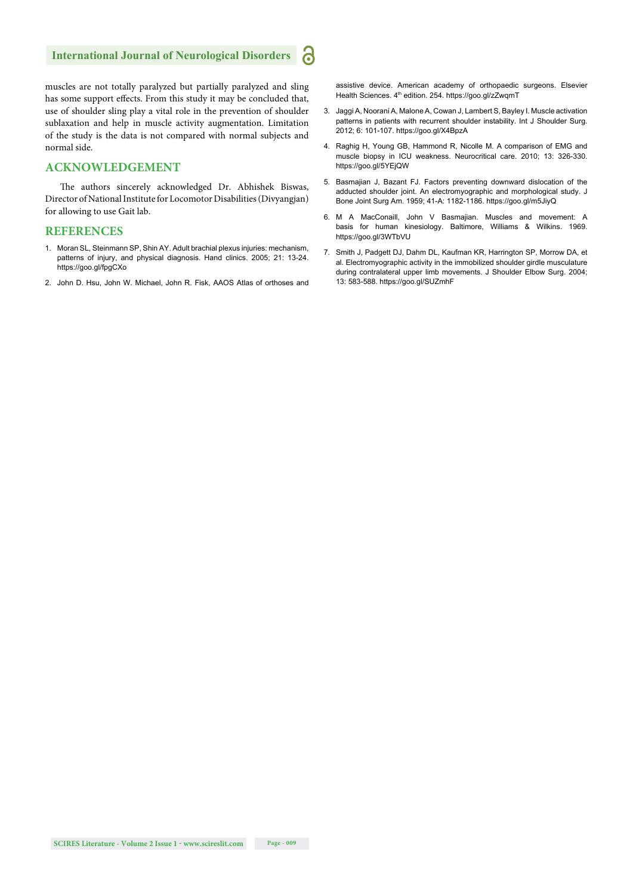muscles are not totally paralyzed but partially paralyzed and sling has some support effects. From this study it may be concluded that, use of shoulder sling play a vital role in the prevention of shoulder sublaxation and help in muscle activity augmentation. Limitation of the study is the data is not compared with normal subjects and normal side.

## ACKNOWLEDGEMENT

The authors sincerely acknowledged Dr. Abhishek Biswas, Director of National Institute for Locomotor Disabilities (Divyangjan) for allowing to use Gait lab.

## REFERENCES

1. Moran SL, Steinmann SP, Shin AY. Adult brachial plexus injuries: mechanism, patterns of injury, and physical diagnosis. Hand clinics. 2005; 21: 13-24. https://goo.gl/fpgCXo
2. John D. Hsu, John W. Michael, John R. Fisk, AAOS Atlas of orthoses and assistive device. American academy of orthopaedic surgeons. Elsevier Health Sciences. 4th edition. 254. https://goo.gl/zZwqmT
3. Jaggi A, Noorani A, Malone A, Cowan J, Lambert S, Bayley I. Muscle activation patterns in patients with recurrent shoulder instability. Int J Shoulder Surg. 2012; 6: 101-107. https://goo.gl/X4BpzA
4. Raghig H, Young GB, Hammond R, Nicolle M. A comparison of EMG and muscle biopsy in ICU weakness. Neurocritical care. 2010; 13: 326-330. https://goo.gl/5YEjQW
5. Basmajian J, Bazant FJ. Factors preventing downward dislocation of the adducted shoulder joint. An electromyographic and morphological study. J Bone Joint Surg Am. 1959; 41-A: 1182-1186. https://goo.gl/m5JiyQ
6. M A MacConaill, John V Basmajian. Muscles and movement: A basis for human kinesiology. Baltimore, Williams & Wilkins. 1969. https://goo.gl/3WTbVU
7. Smith J, Padgett DJ, Dahm DL, Kaufman KR, Harrington SP, Morrow DA, et al. Electromyographic activity in the immobilized shoulder girdle musculature during contralateral upper limb movements. J Shoulder Elbow Surg. 2004; 13: 583-588. https://goo.gl/SUZmhF